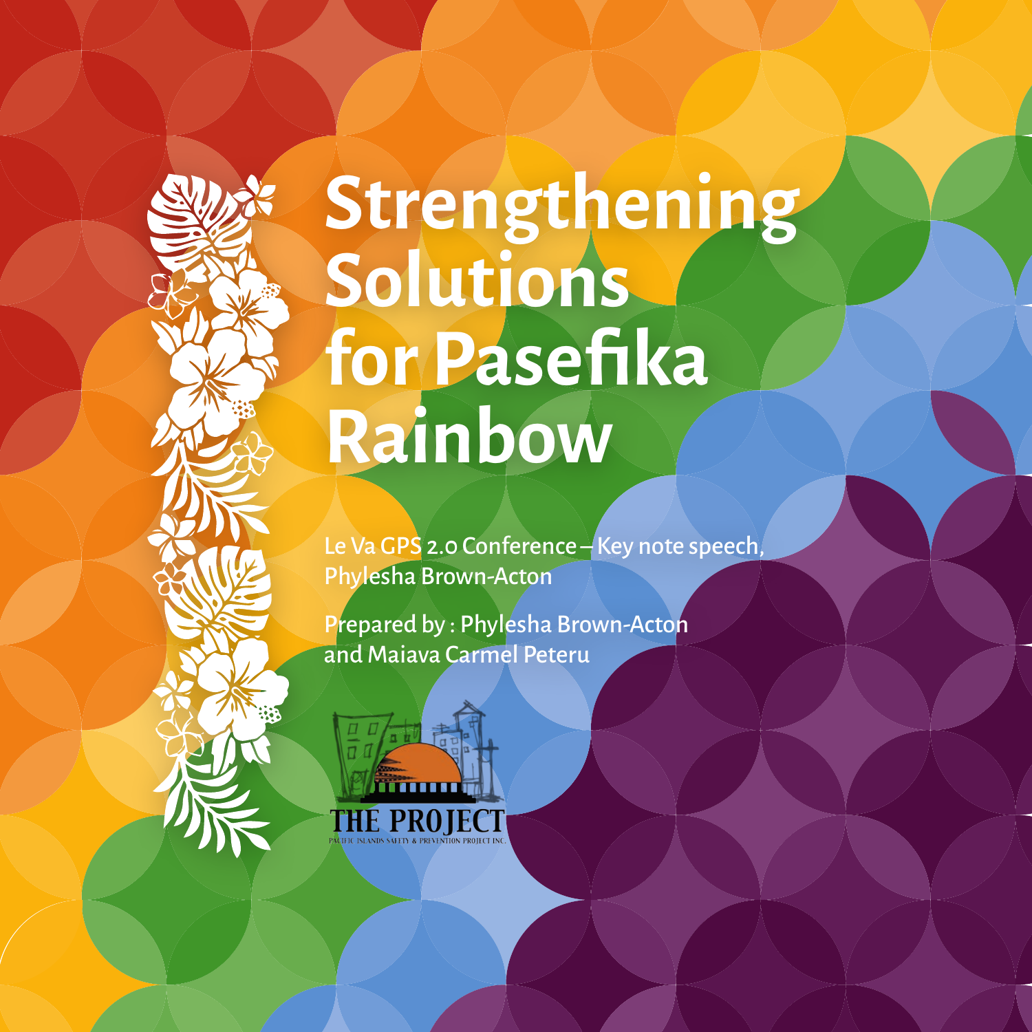# Strengthening Solutions for Pasefika Rainbow

Le Va GPS 2.0 Conference – Key note speech, Phylesha Brown-Acton

Prepared by : Phylesha Brown-Acton and Maiava Carmel Peteru

THE PROJECT
PACIFIC ISLANDS SAFETY & PREVENTION PROJECT INC.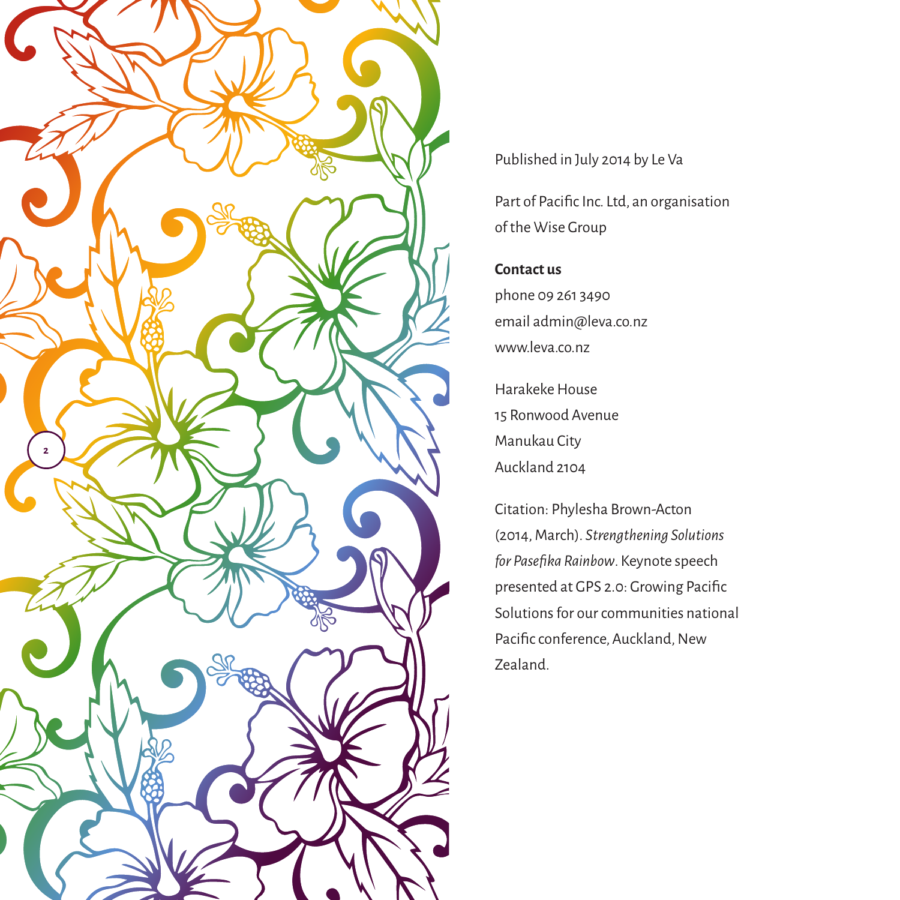Published in July 2014 by Le Va

Part of Pacific Inc. Ltd, an organisation of the Wise Group

**Contact us**

phone 09 261 3490
email admin@leva.co.nz
www.leva.co.nz

Harakeke House
15 Ronwood Avenue
Manukau City
Auckland 2104

Citation: Phylesha Brown-Acton (2014, March). *Strengthening Solutions for Pasefika Rainbow*. Keynote speech presented at GPS 2.0: Growing Pacific Solutions for our communities national Pacific conference, Auckland, New Zealand.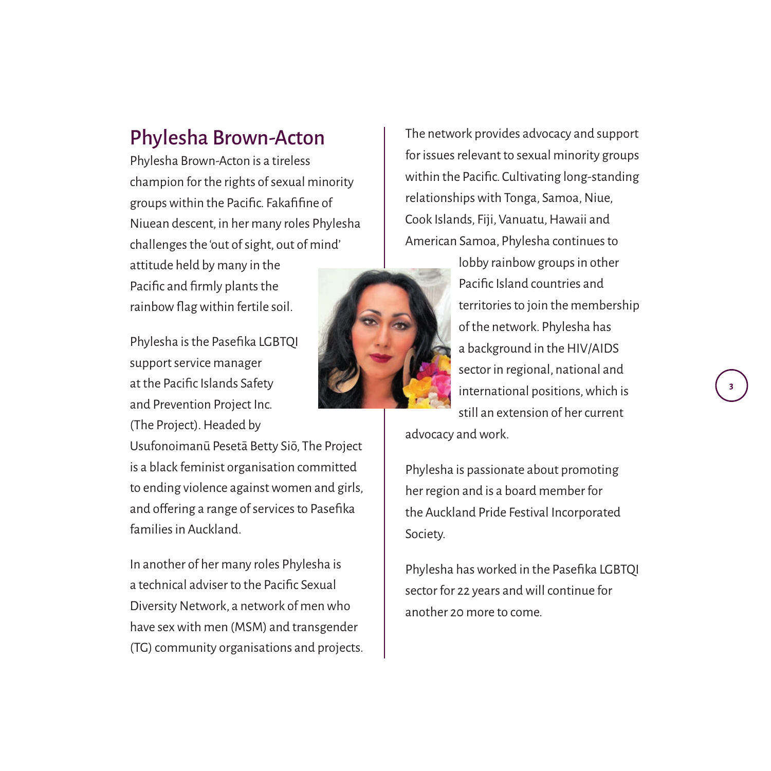## Phylesha Brown-Acton

Phylesha Brown-Acton is a tireless champion for the rights of sexual minority groups within the Pacific. Fakafifine of Niuean descent, in her many roles Phylesha challenges the 'out of sight, out of mind' attitude held by many in the Pacific and firmly plants the rainbow flag within fertile soil.

Phylesha is the Pasefika LGBTQI support service manager at the Pacific Islands Safety and Prevention Project Inc. (The Project). Headed by Usufonoimanū Pesetā Betty Siō, The Project is a black feminist organisation committed to ending violence against women and girls, and offering a range of services to Pasefika families in Auckland.

In another of her many roles Phylesha is a technical adviser to the Pacific Sexual Diversity Network, a network of men who have sex with men (MSM) and transgender (TG) community organisations and projects. The network provides advocacy and support for issues relevant to sexual minority groups within the Pacific. Cultivating long-standing relationships with Tonga, Samoa, Niue, Cook Islands, Fiji, Vanuatu, Hawaii and American Samoa, Phylesha continues to lobby rainbow groups in other Pacific Island countries and territories to join the membership of the network. Phylesha has a background in the HIV/AIDS sector in regional, national and international positions, which is still an extension of her current advocacy and work.

Phylesha is passionate about promoting her region and is a board member for the Auckland Pride Festival Incorporated Society.

Phylesha has worked in the Pasefika LGBTQI sector for 22 years and will continue for another 20 more to come.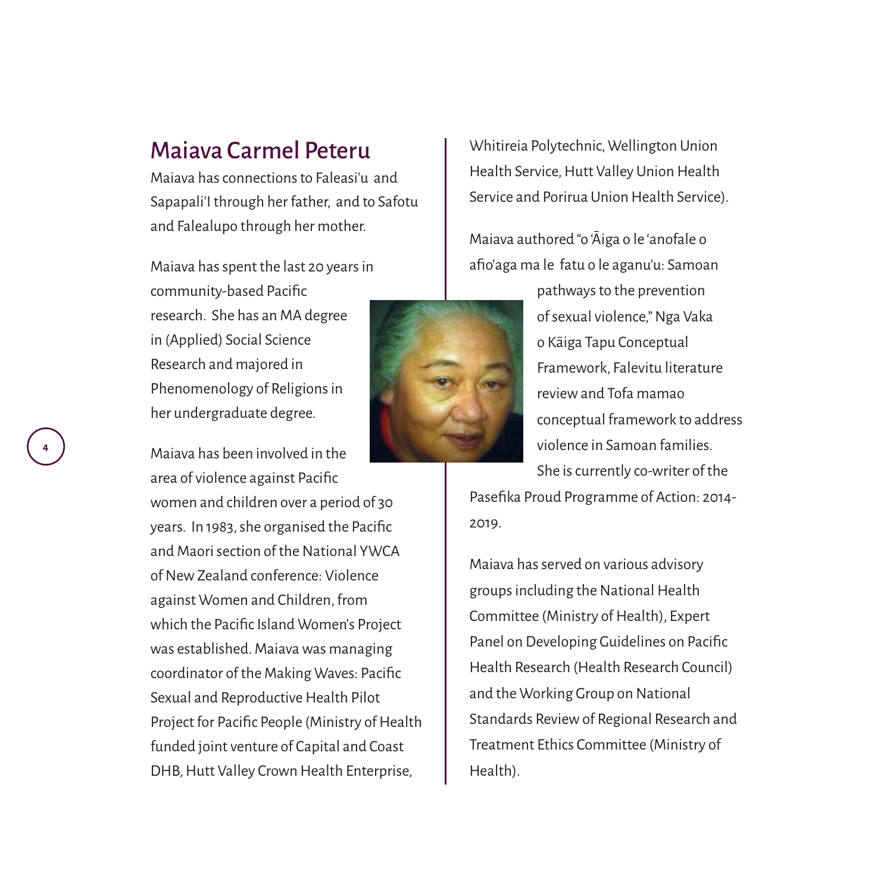## Maiava Carmel Peteru

Maiava has connections to Faleasi'u and Sapapali'I through her father, and to Safotu and Falealupo through her mother.

Maiava has spent the last 20 years in community-based Pacific research. She has an MA degree in (Applied) Social Science Research and majored in Phenomenology of Religions in her undergraduate degree.

Maiava has been involved in the area of violence against Pacific women and children over a period of 30 years. In 1983, she organised the Pacific and Maori section of the National YWCA of New Zealand conference: Violence against Women and Children, from which the Pacific Island Women's Project was established. Maiava was managing coordinator of the Making Waves: Pacific Sexual and Reproductive Health Pilot Project for Pacific People (Ministry of Health funded joint venture of Capital and Coast DHB, Hutt Valley Crown Health Enterprise, Whitireia Polytechnic, Wellington Union Health Service, Hutt Valley Union Health Service and Porirua Union Health Service).

Maiava authored "o 'Āiga o le 'anofale o afio'aga ma le fatu o le aganu'u: Samoan pathways to the prevention of sexual violence," Nga Vaka o Kāiga Tapu Conceptual Framework, Falevitu literature review and Tofa mamao conceptual framework to address violence in Samoan families. She is currently co-writer of the Pasefika Proud Programme of Action: 2014-2019.

Maiava has served on various advisory groups including the National Health Committee (Ministry of Health), Expert Panel on Developing Guidelines on Pacific Health Research (Health Research Council) and the Working Group on National Standards Review of Regional Research and Treatment Ethics Committee (Ministry of Health).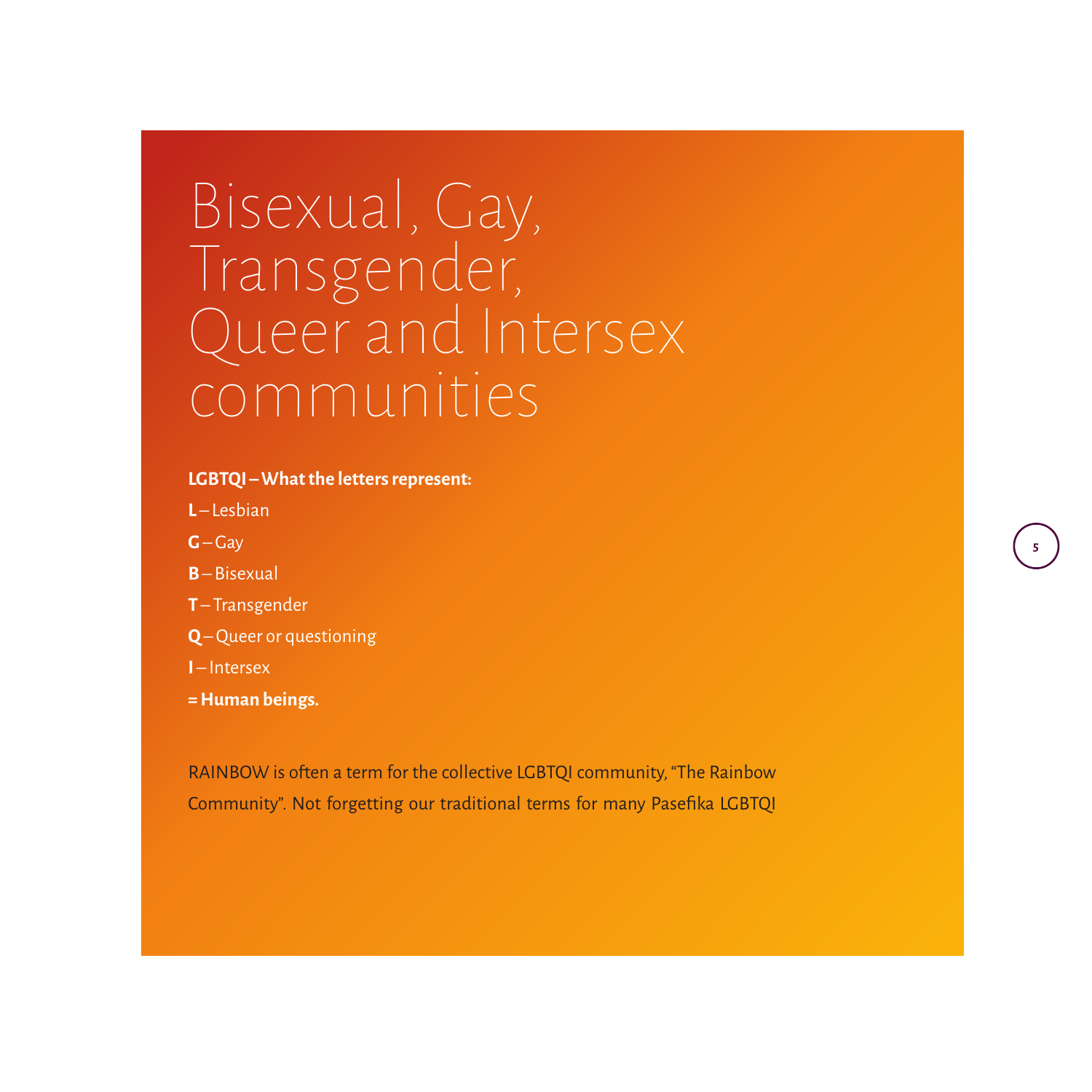# Bisexual, Gay, Transgender, Queer and Intersex communities

**LGBTQI – What the letters represent:**

**L** – Lesbian

**G** – Gay

**B** – Bisexual

**T** – Transgender

**Q** – Queer or questioning

**I** – Intersex

**= Human beings.**

RAINBOW is often a term for the collective LGBTQI community, "The Rainbow Community". Not forgetting our traditional terms for many Pasefika LGBTQI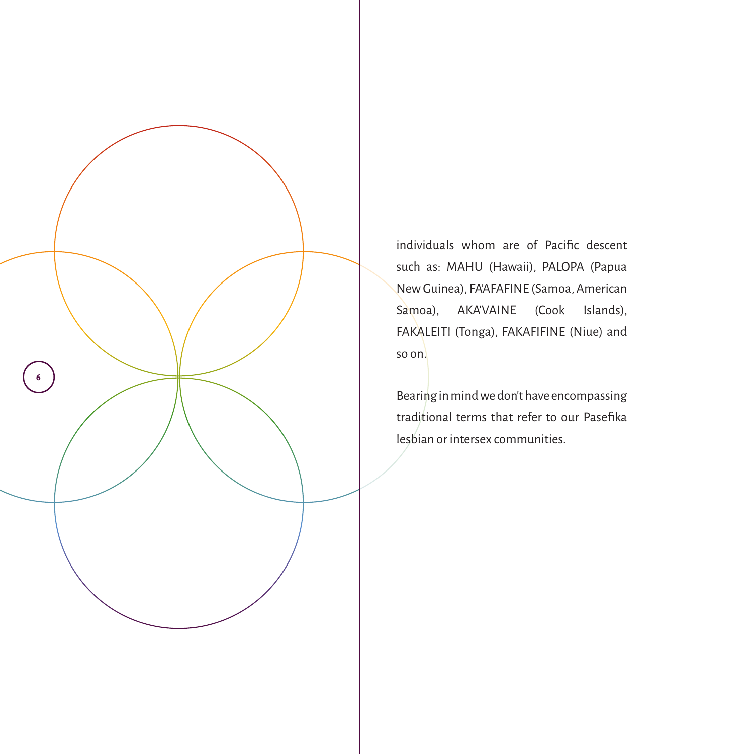individuals whom are of Pacific descent such as: MAHU (Hawaii), PALOPA (Papua New Guinea), FA'AFAFINE (Samoa, American Samoa), AKA'VAINE (Cook Islands), FAKALEITI (Tonga), FAKAFIFINE (Niue) and so on.

Bearing in mind we don't have encompassing traditional terms that refer to our Pasefika lesbian or intersex communities.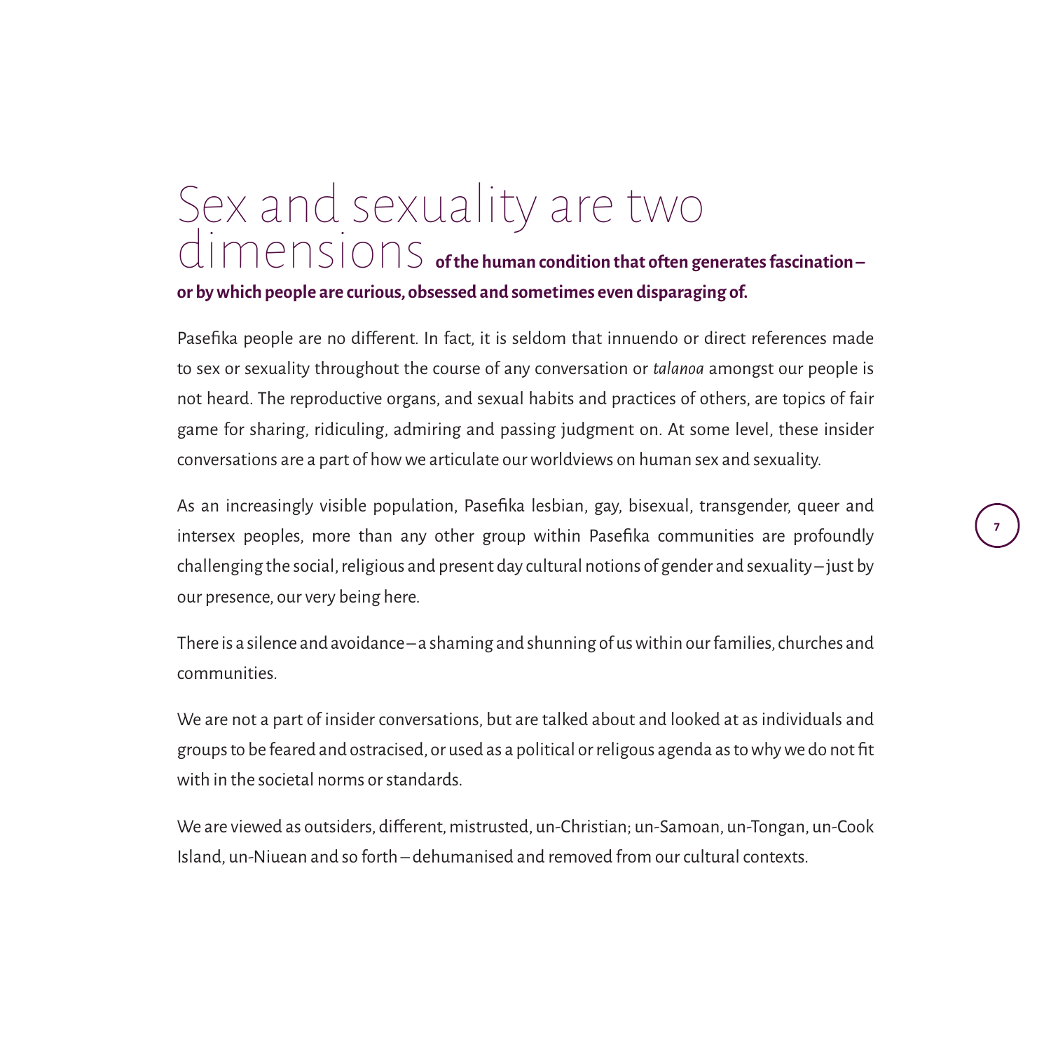# Sex and sexuality are two dimensions **of the human condition that often generates fascination – or by which people are curious, obsessed and sometimes even disparaging of.**

Pasefika people are no different. In fact, it is seldom that innuendo or direct references made to sex or sexuality throughout the course of any conversation or *talanoa* amongst our people is not heard. The reproductive organs, and sexual habits and practices of others, are topics of fair game for sharing, ridiculing, admiring and passing judgment on. At some level, these insider conversations are a part of how we articulate our worldviews on human sex and sexuality.

As an increasingly visible population, Pasefika lesbian, gay, bisexual, transgender, queer and intersex peoples, more than any other group within Pasefika communities are profoundly challenging the social, religious and present day cultural notions of gender and sexuality – just by our presence, our very being here.

There is a silence and avoidance – a shaming and shunning of us within our families, churches and communities.

We are not a part of insider conversations, but are talked about and looked at as individuals and groups to be feared and ostracised, or used as a political or religous agenda as to why we do not fit with in the societal norms or standards.

We are viewed as outsiders, different, mistrusted, un-Christian; un-Samoan, un-Tongan, un-Cook Island, un-Niuean and so forth – dehumanised and removed from our cultural contexts.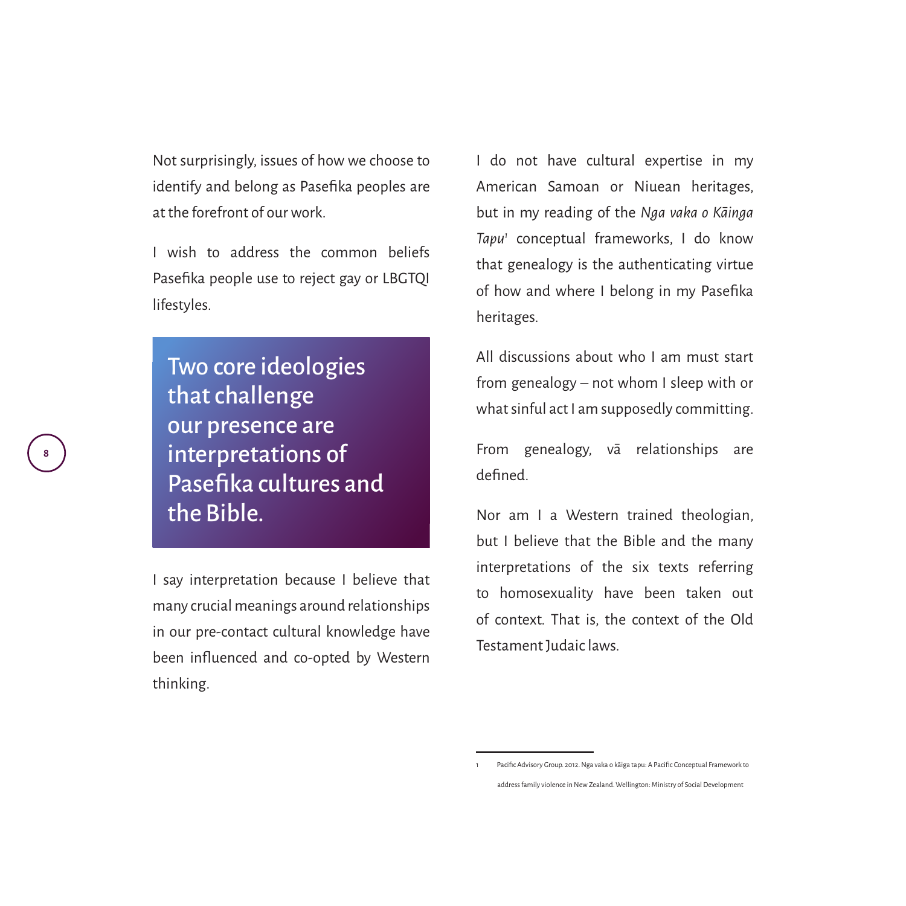Not surprisingly, issues of how we choose to identify and belong as Pasefika peoples are at the forefront of our work.

I wish to address the common beliefs Pasefika people use to reject gay or LBGTQI lifestyles.

> **Two core ideologies that challenge our presence are interpretations of Pasefika cultures and the Bible.**

I say interpretation because I believe that many crucial meanings around relationships in our pre-contact cultural knowledge have been influenced and co-opted by Western thinking.

I do not have cultural expertise in my American Samoan or Niuean heritages, but in my reading of the *Nga vaka o Kāinga Tapu*[1] conceptual frameworks, I do know that genealogy is the authenticating virtue of how and where I belong in my Pasefika heritages.

All discussions about who I am must start from genealogy – not whom I sleep with or what sinful act I am supposedly committing.

From genealogy, vā relationships are defined.

Nor am I a Western trained theologian, but I believe that the Bible and the many interpretations of the six texts referring to homosexuality have been taken out of context. That is, the context of the Old Testament Judaic laws.

---

[1] Pacific Advisory Group. 2012. Nga vaka o kāiga tapu: A Pacific Conceptual Framework to address family violence in New Zealand. Wellington: Ministry of Social Development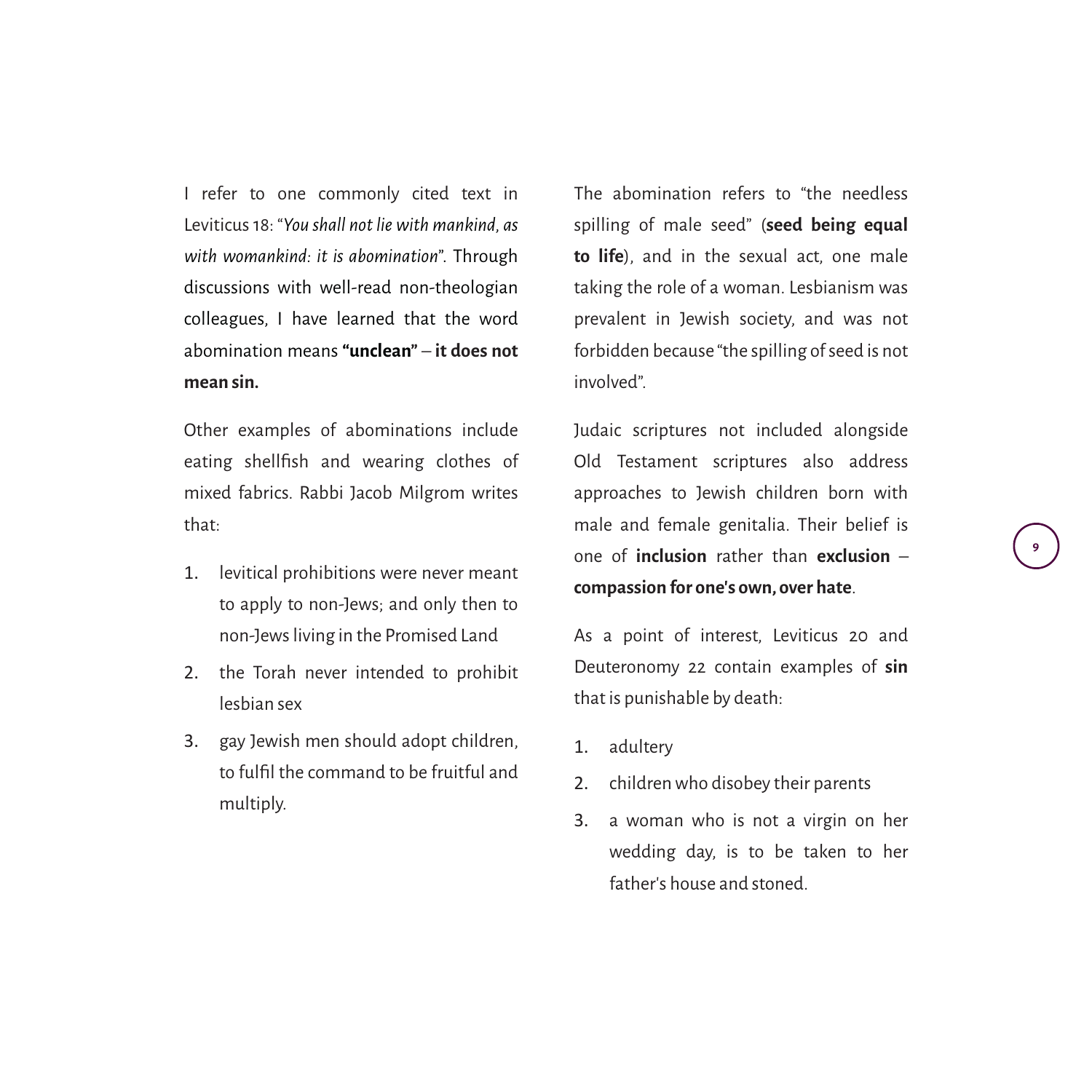I refer to one commonly cited text in Leviticus 18: "*You shall not lie with mankind, as with womankind: it is abomination*". Through discussions with well-read non-theologian colleagues, I have learned that the word abomination means **"unclean"** – **it does not mean sin.**

Other examples of abominations include eating shellfish and wearing clothes of mixed fabrics. Rabbi Jacob Milgrom writes that:

1. levitical prohibitions were never meant to apply to non-Jews; and only then to non-Jews living in the Promised Land
2. the Torah never intended to prohibit lesbian sex
3. gay Jewish men should adopt children, to fulfil the command to be fruitful and multiply.

The abomination refers to "the needless spilling of male seed" (**seed being equal to life**), and in the sexual act, one male taking the role of a woman. Lesbianism was prevalent in Jewish society, and was not forbidden because "the spilling of seed is not involved".

Judaic scriptures not included alongside Old Testament scriptures also address approaches to Jewish children born with male and female genitalia. Their belief is one of **inclusion** rather than **exclusion** – **compassion for one's own, over hate**.

As a point of interest, Leviticus 20 and Deuteronomy 22 contain examples of **sin** that is punishable by death:

1. adultery
2. children who disobey their parents
3. a woman who is not a virgin on her wedding day, is to be taken to her father's house and stoned.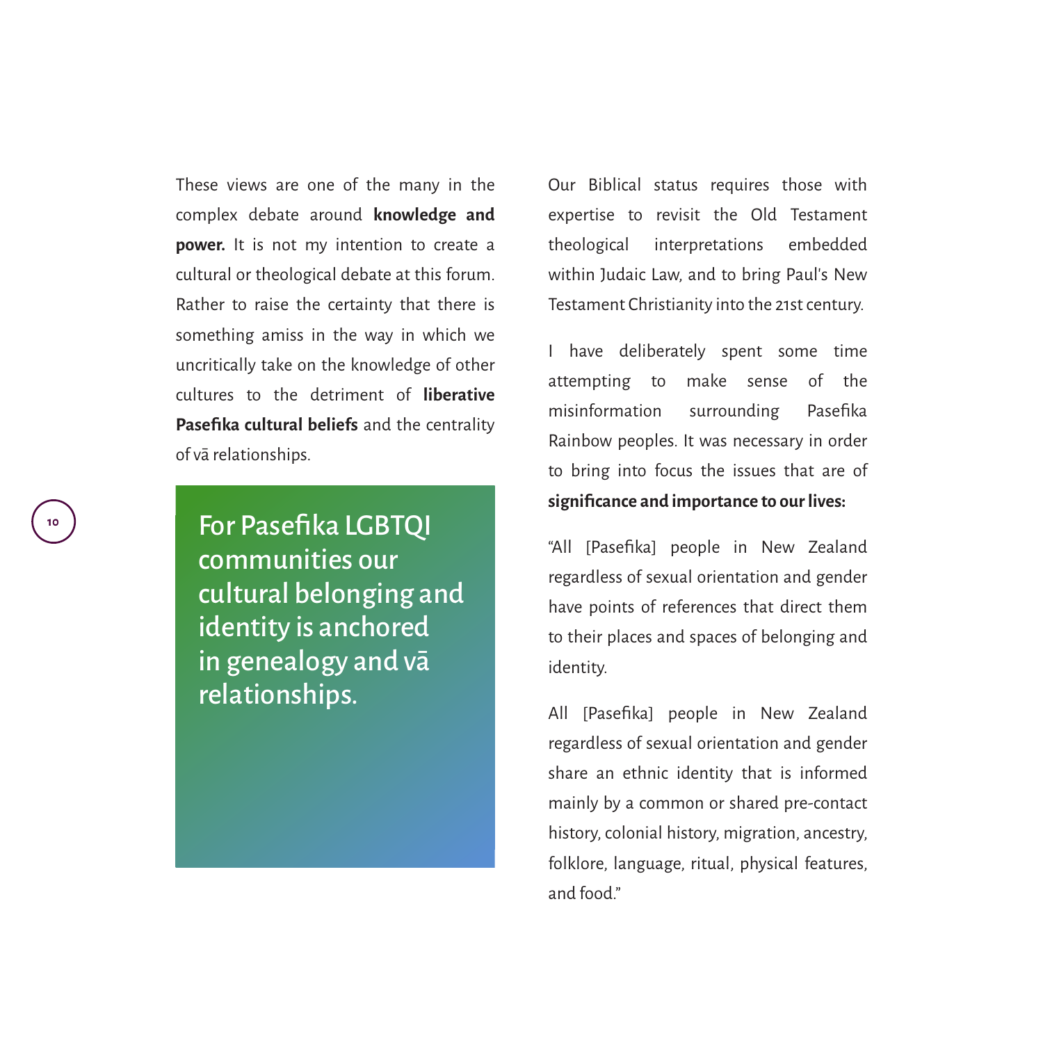These views are one of the many in the complex debate around **knowledge and power.** It is not my intention to create a cultural or theological debate at this forum. Rather to raise the certainty that there is something amiss in the way in which we uncritically take on the knowledge of other cultures to the detriment of **liberative Pasefika cultural beliefs** and the centrality of vā relationships.

> For Pasefika LGBTQI communities our cultural belonging and identity is anchored in genealogy and vā relationships.

Our Biblical status requires those with expertise to revisit the Old Testament theological interpretations embedded within Judaic Law, and to bring Paul's New Testament Christianity into the 21st century.

I have deliberately spent some time attempting to make sense of the misinformation surrounding Pasefika Rainbow peoples. It was necessary in order to bring into focus the issues that are of **significance and importance to our lives:**

"All [Pasefika] people in New Zealand regardless of sexual orientation and gender have points of references that direct them to their places and spaces of belonging and identity.

All [Pasefika] people in New Zealand regardless of sexual orientation and gender share an ethnic identity that is informed mainly by a common or shared pre-contact history, colonial history, migration, ancestry, folklore, language, ritual, physical features, and food."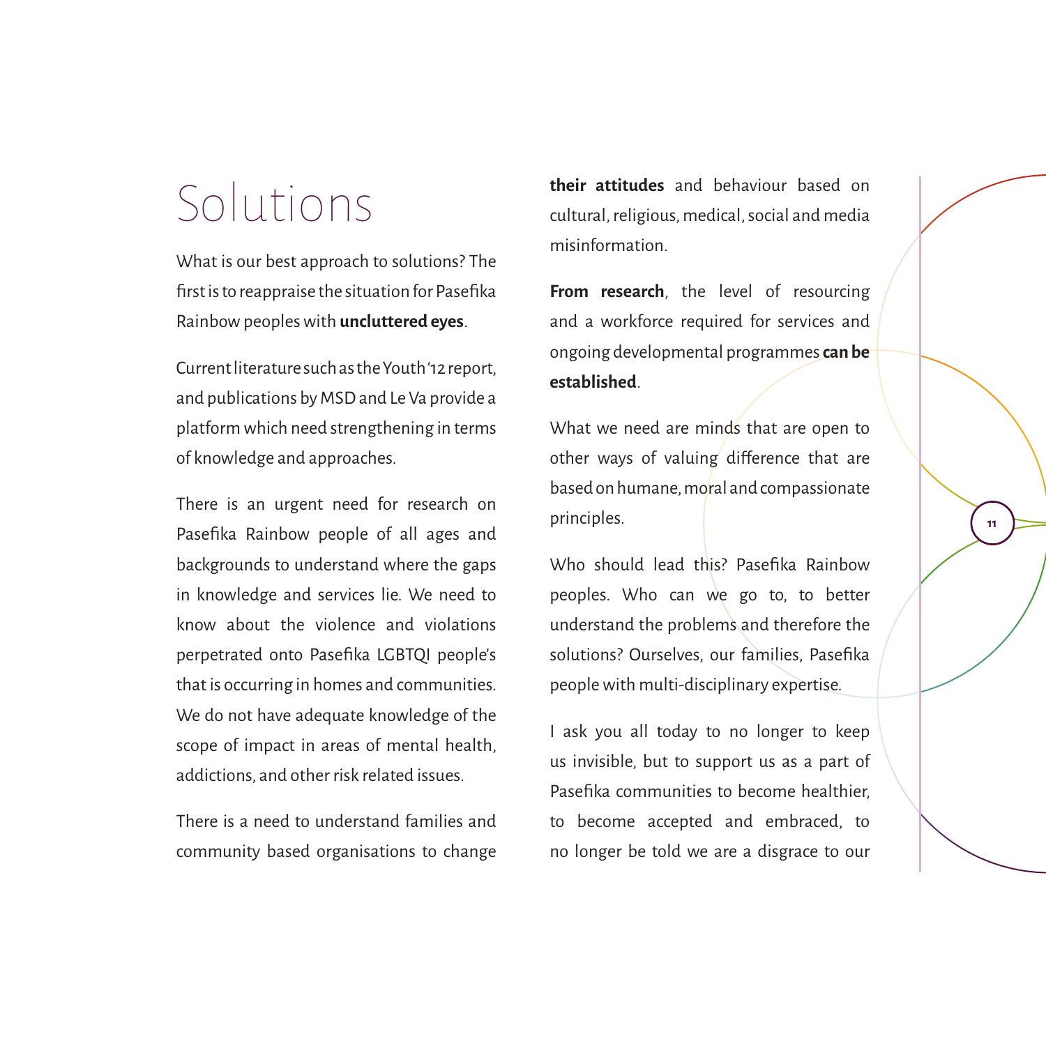# Solutions

What is our best approach to solutions? The first is to reappraise the situation for Pasefika Rainbow peoples with **uncluttered eyes**.

Current literature such as the Youth '12 report, and publications by MSD and Le Va provide a platform which need strengthening in terms of knowledge and approaches.

There is an urgent need for research on Pasefika Rainbow people of all ages and backgrounds to understand where the gaps in knowledge and services lie. We need to know about the violence and violations perpetrated onto Pasefika LGBTQI people's that is occurring in homes and communities. We do not have adequate knowledge of the scope of impact in areas of mental health, addictions, and other risk related issues.

There is a need to understand families and community based organisations to change **their attitudes** and behaviour based on cultural, religious, medical, social and media misinformation.

**From research**, the level of resourcing and a workforce required for services and ongoing developmental programmes **can be established**.

What we need are minds that are open to other ways of valuing difference that are based on humane, moral and compassionate principles.

Who should lead this? Pasefika Rainbow peoples. Who can we go to, to better understand the problems and therefore the solutions? Ourselves, our families, Pasefika people with multi-disciplinary expertise.

I ask you all today to no longer to keep us invisible, but to support us as a part of Pasefika communities to become healthier, to become accepted and embraced, to no longer be told we are a disgrace to our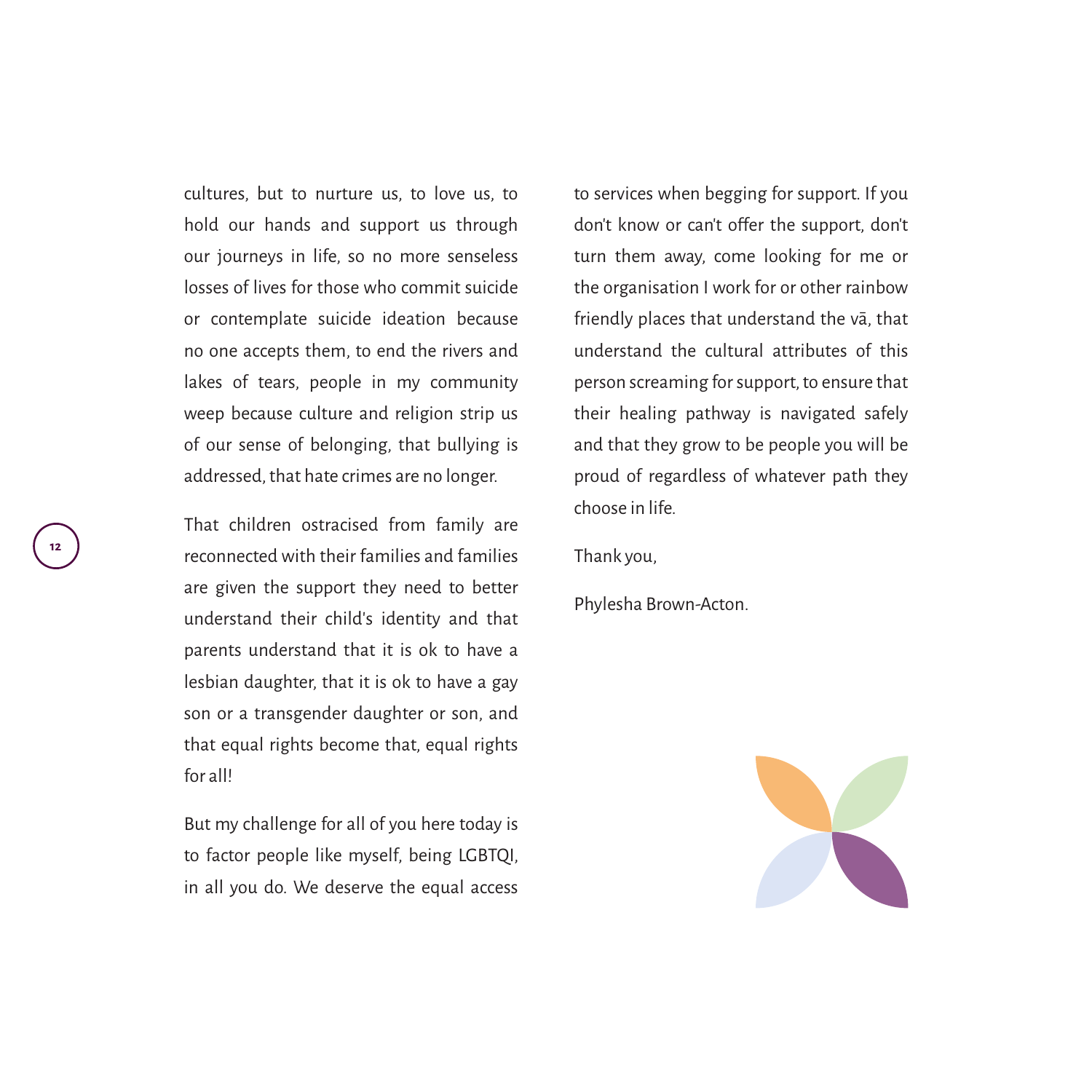cultures, but to nurture us, to love us, to hold our hands and support us through our journeys in life, so no more senseless losses of lives for those who commit suicide or contemplate suicide ideation because no one accepts them, to end the rivers and lakes of tears, people in my community weep because culture and religion strip us of our sense of belonging, that bullying is addressed, that hate crimes are no longer.

That children ostracised from family are reconnected with their families and families are given the support they need to better understand their child's identity and that parents understand that it is ok to have a lesbian daughter, that it is ok to have a gay son or a transgender daughter or son, and that equal rights become that, equal rights for all!

But my challenge for all of you here today is to factor people like myself, being LGBTQI, in all you do. We deserve the equal access to services when begging for support. If you don't know or can't offer the support, don't turn them away, come looking for me or the organisation I work for or other rainbow friendly places that understand the vā, that understand the cultural attributes of this person screaming for support, to ensure that their healing pathway is navigated safely and that they grow to be people you will be proud of regardless of whatever path they choose in life.

Thank you,

Phylesha Brown-Acton.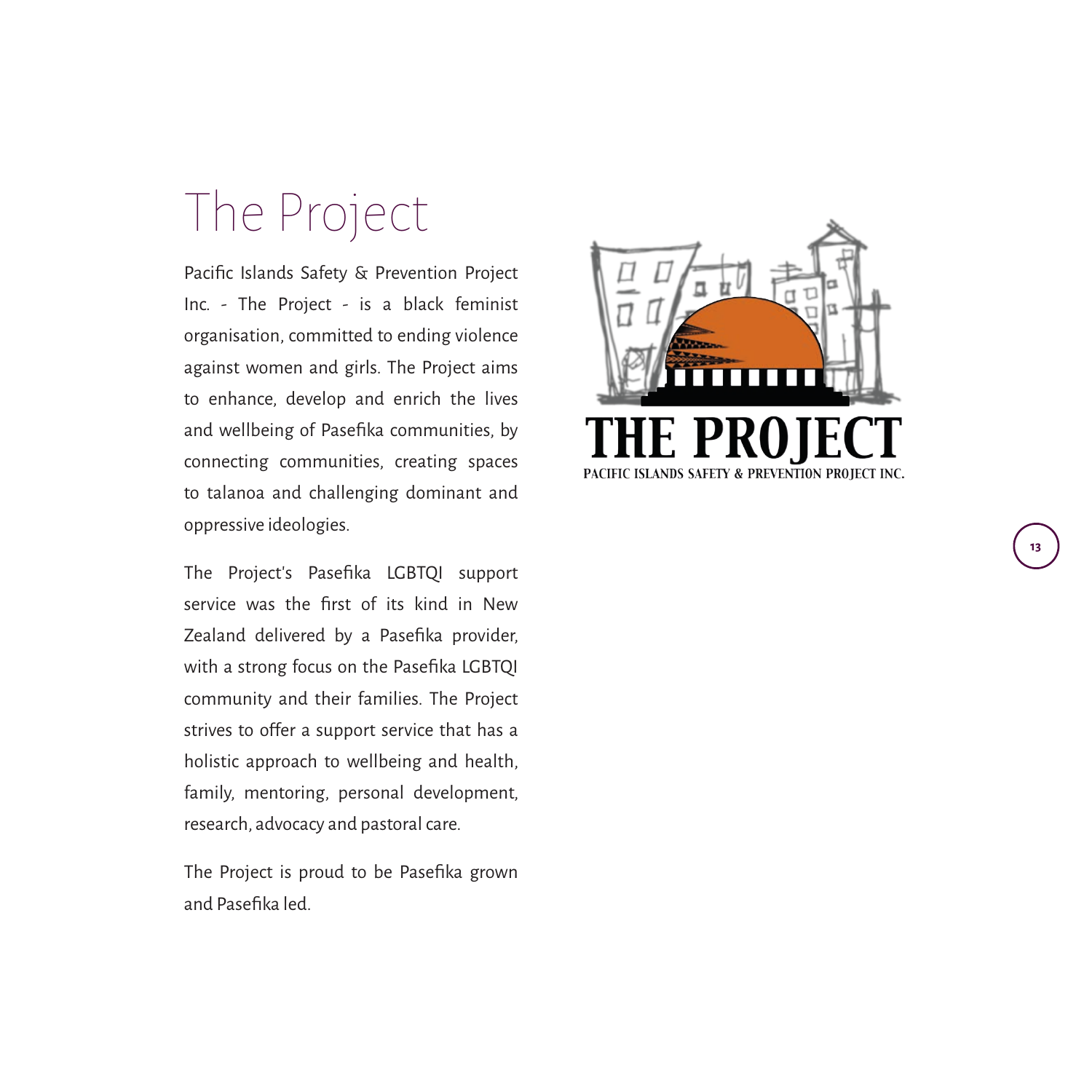# The Project

Pacific Islands Safety & Prevention Project Inc. - The Project - is a black feminist organisation, committed to ending violence against women and girls. The Project aims to enhance, develop and enrich the lives and wellbeing of Pasefika communities, by connecting communities, creating spaces to talanoa and challenging dominant and oppressive ideologies.

The Project's Pasefika LGBTQI support service was the first of its kind in New Zealand delivered by a Pasefika provider, with a strong focus on the Pasefika LGBTQI community and their families. The Project strives to offer a support service that has a holistic approach to wellbeing and health, family, mentoring, personal development, research, advocacy and pastoral care.

The Project is proud to be Pasefika grown and Pasefika led.

THE PROJECT

PACIFIC ISLANDS SAFETY & PREVENTION PROJECT INC.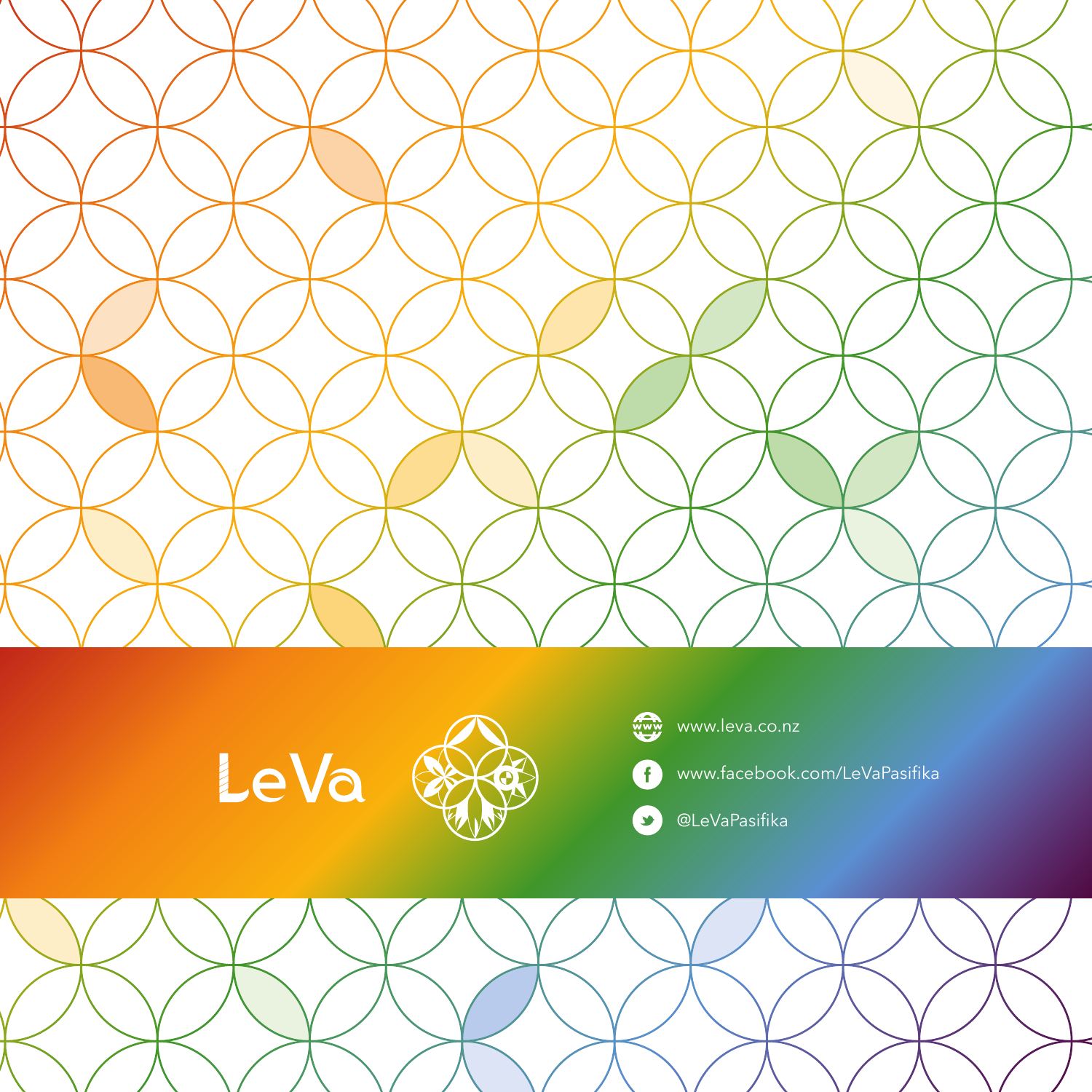LeVa

www.leva.co.nz

www.facebook.com/LeVaPasifika

@LeVaPasifika